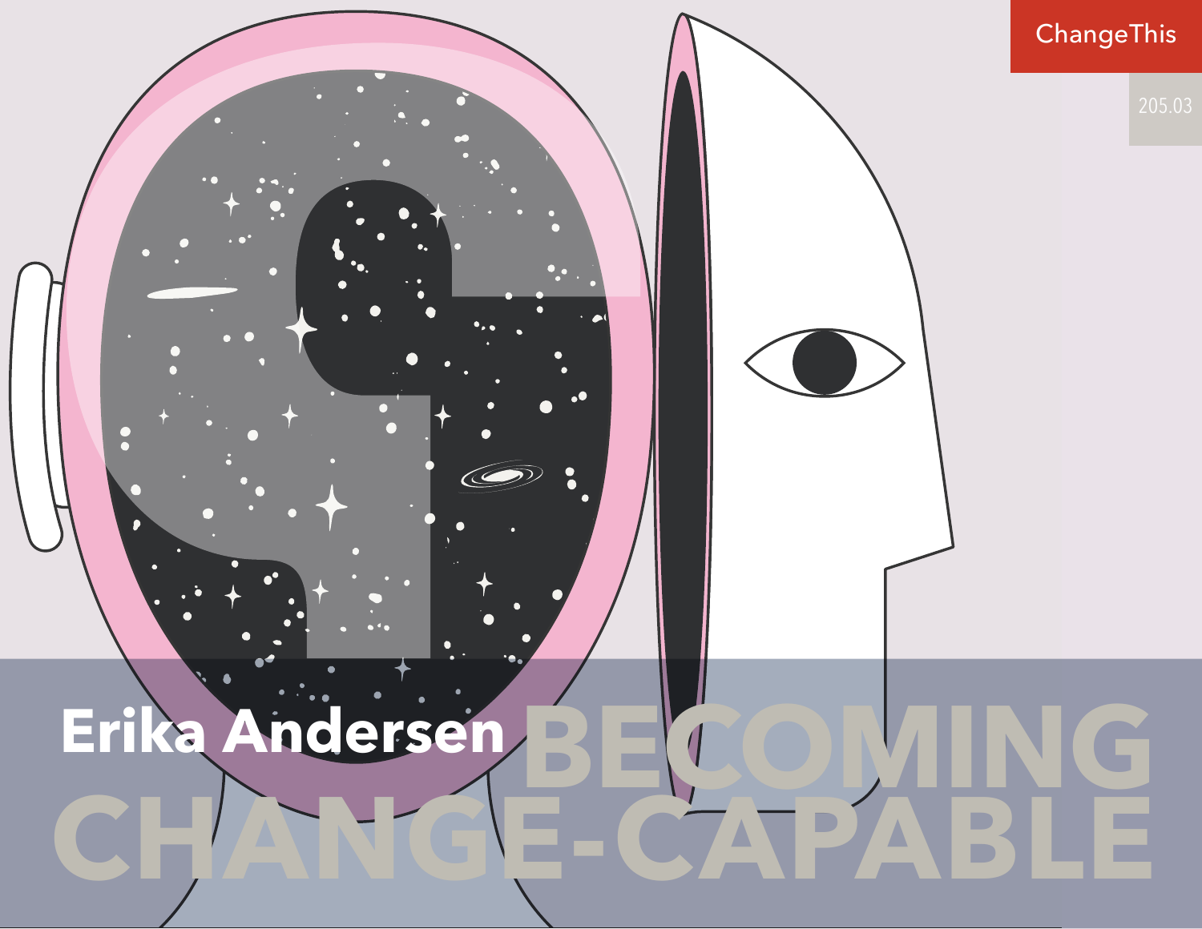ChangeThis

205.03

# BECOMING CHANGE-CAPABLE

Erika Andersen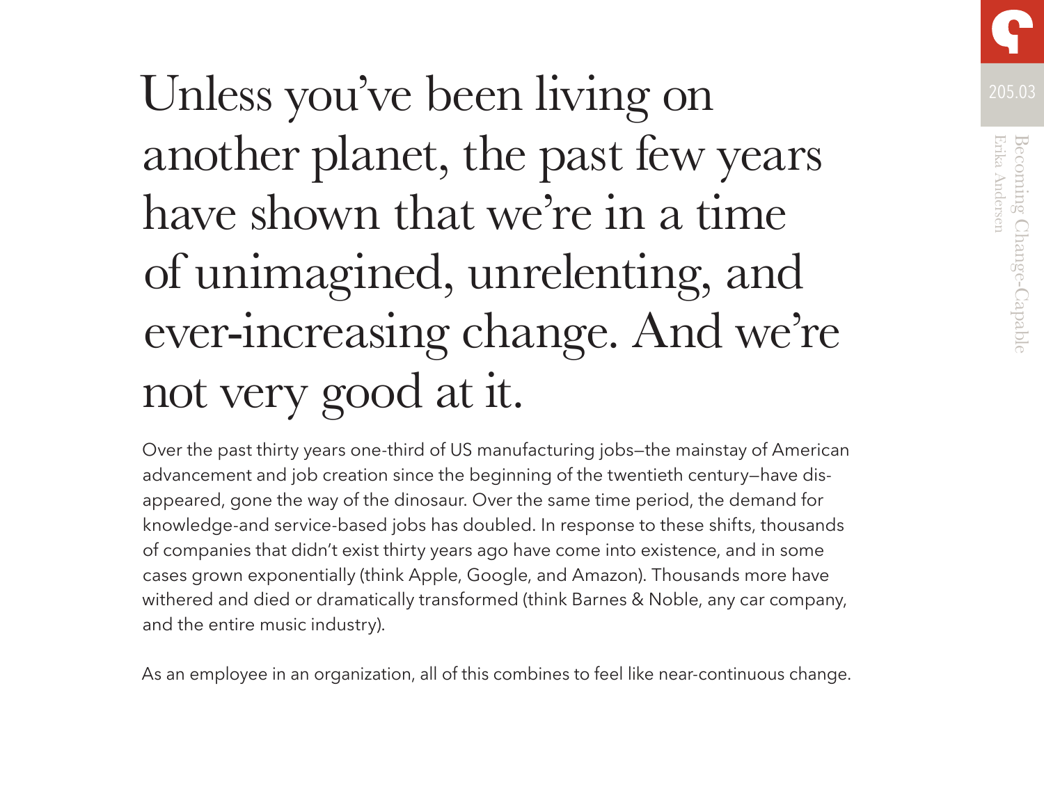# Unless you've been living on another planet, the past few years have shown that we're in a time of unimagined, unrelenting, and ever-increasing change. And we're not very good at it.

Over the past thirty years one-third of US manufacturing jobs—the mainstay of American advancement and job creation since the beginning of the twentieth century—have disappeared, gone the way of the dinosaur. Over the same time period, the demand for knowledge-and service-based jobs has doubled. In response to these shifts, thousands of companies that didn't exist thirty years ago have come into existence, and in some cases grown exponentially (think Apple, Google, and Amazon). Thousands more have withered and died or dramatically transformed (think Barnes & Noble, any car company, and the entire music industry).

As an employee in an organization, all of this combines to feel like near-continuous change.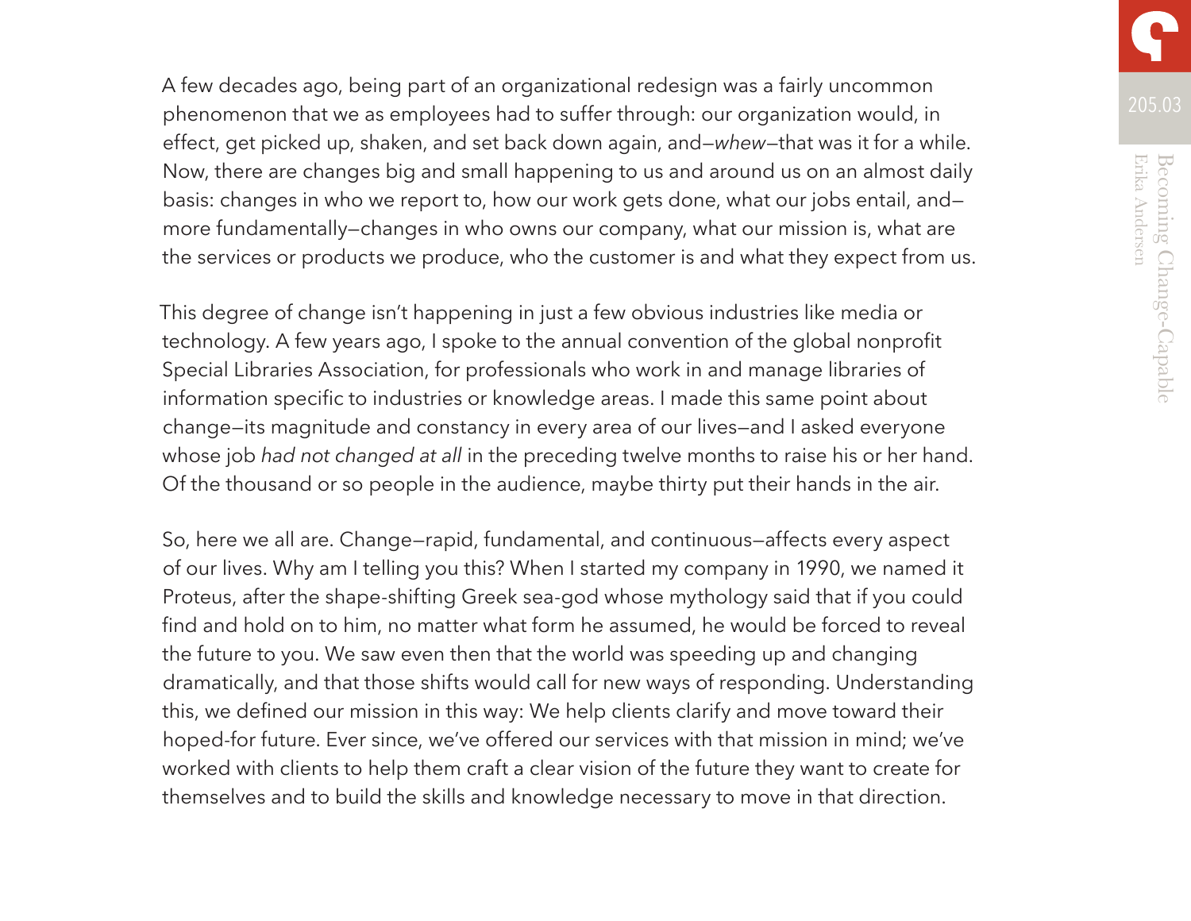A few decades ago, being part of an organizational redesign was a fairly uncommon phenomenon that we as employees had to suffer through: our organization would, in effect, get picked up, shaken, and set back down again, and—*whew*—that was it for a while. Now, there are changes big and small happening to us and around us on an almost daily basis: changes in who we report to, how our work gets done, what our jobs entail, and—more fundamentally—changes in who owns our company, what our mission is, what are the services or products we produce, who the customer is and what they expect from us.

This degree of change isn't happening in just a few obvious industries like media or technology. A few years ago, I spoke to the annual convention of the global nonprofit Special Libraries Association, for professionals who work in and manage libraries of information specific to industries or knowledge areas. I made this same point about change—its magnitude and constancy in every area of our lives—and I asked everyone whose job *had not changed at all* in the preceding twelve months to raise his or her hand. Of the thousand or so people in the audience, maybe thirty put their hands in the air.

So, here we all are. Change—rapid, fundamental, and continuous—affects every aspect of our lives. Why am I telling you this? When I started my company in 1990, we named it Proteus, after the shape-shifting Greek sea-god whose mythology said that if you could find and hold on to him, no matter what form he assumed, he would be forced to reveal the future to you. We saw even then that the world was speeding up and changing dramatically, and that those shifts would call for new ways of responding. Understanding this, we defined our mission in this way: We help clients clarify and move toward their hoped-for future. Ever since, we've offered our services with that mission in mind; we've worked with clients to help them craft a clear vision of the future they want to create for themselves and to build the skills and knowledge necessary to move in that direction.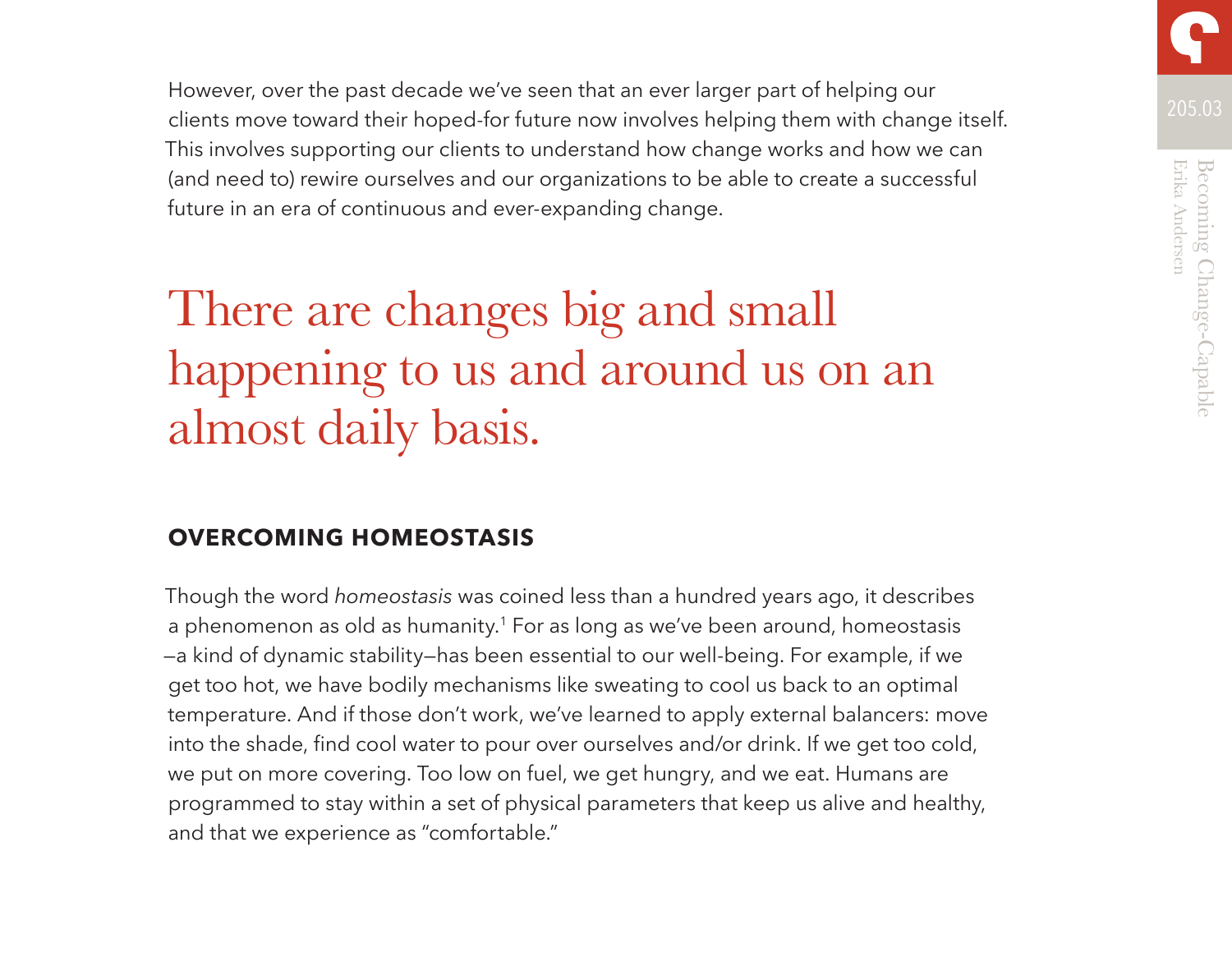However, over the past decade we've seen that an ever larger part of helping our clients move toward their hoped-for future now involves helping them with change itself. This involves supporting our clients to understand how change works and how we can (and need to) rewire ourselves and our organizations to be able to create a successful future in an era of continuous and ever-expanding change.

> There are changes big and small happening to us and around us on an almost daily basis.

## OVERCOMING HOMEOSTASIS

Though the word *homeostasis* was coined less than a hundred years ago, it describes a phenomenon as old as humanity.[1] For as long as we've been around, homeostasis—a kind of dynamic stability—has been essential to our well-being. For example, if we get too hot, we have bodily mechanisms like sweating to cool us back to an optimal temperature. And if those don't work, we've learned to apply external balancers: move into the shade, find cool water to pour over ourselves and/or drink. If we get too cold, we put on more covering. Too low on fuel, we get hungry, and we eat. Humans are programmed to stay within a set of physical parameters that keep us alive and healthy, and that we experience as "comfortable."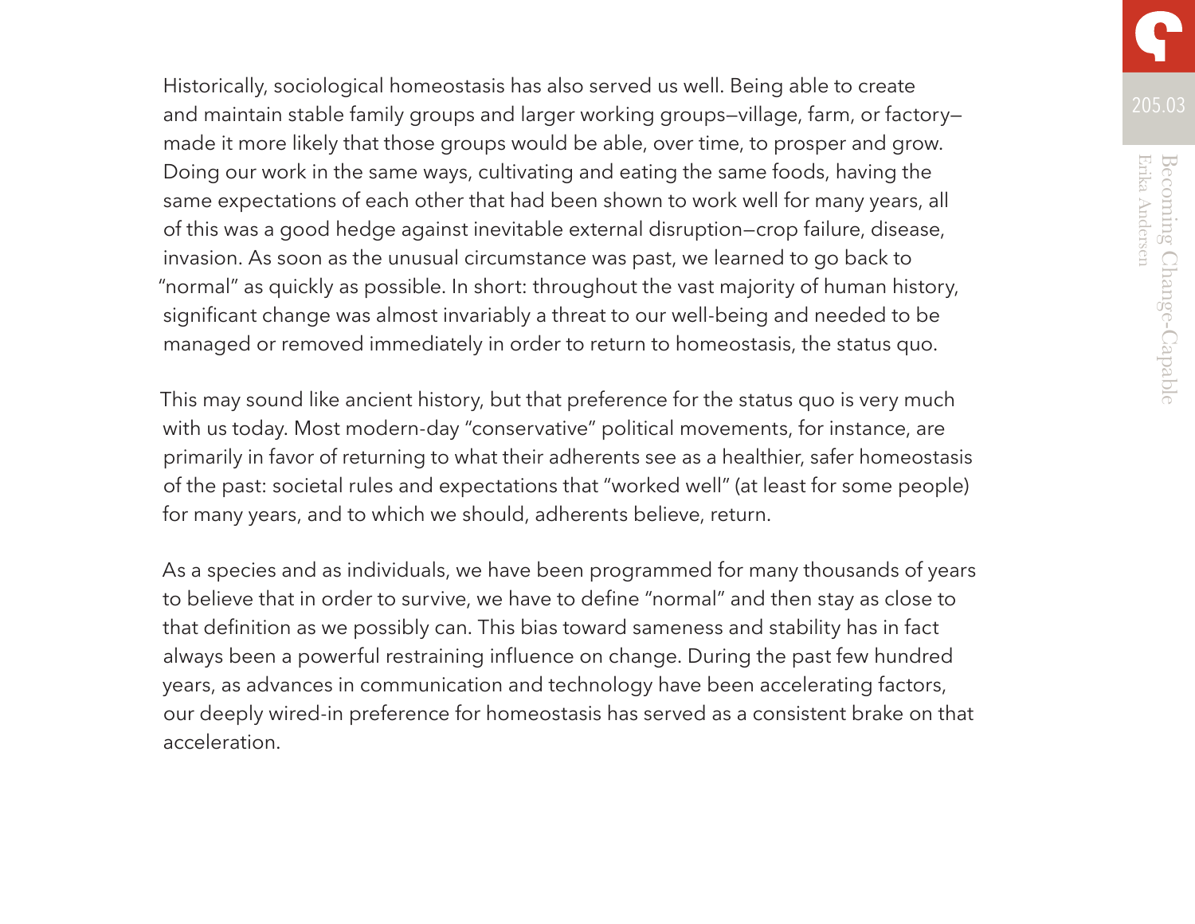Historically, sociological homeostasis has also served us well. Being able to create and maintain stable family groups and larger working groups—village, farm, or factory—made it more likely that those groups would be able, over time, to prosper and grow. Doing our work in the same ways, cultivating and eating the same foods, having the same expectations of each other that had been shown to work well for many years, all of this was a good hedge against inevitable external disruption—crop failure, disease, invasion. As soon as the unusual circumstance was past, we learned to go back to "normal" as quickly as possible. In short: throughout the vast majority of human history, significant change was almost invariably a threat to our well-being and needed to be managed or removed immediately in order to return to homeostasis, the status quo.

This may sound like ancient history, but that preference for the status quo is very much with us today. Most modern-day "conservative" political movements, for instance, are primarily in favor of returning to what their adherents see as a healthier, safer homeostasis of the past: societal rules and expectations that "worked well" (at least for some people) for many years, and to which we should, adherents believe, return.

As a species and as individuals, we have been programmed for many thousands of years to believe that in order to survive, we have to define "normal" and then stay as close to that definition as we possibly can. This bias toward sameness and stability has in fact always been a powerful restraining influence on change. During the past few hundred years, as advances in communication and technology have been accelerating factors, our deeply wired-in preference for homeostasis has served as a consistent brake on that acceleration.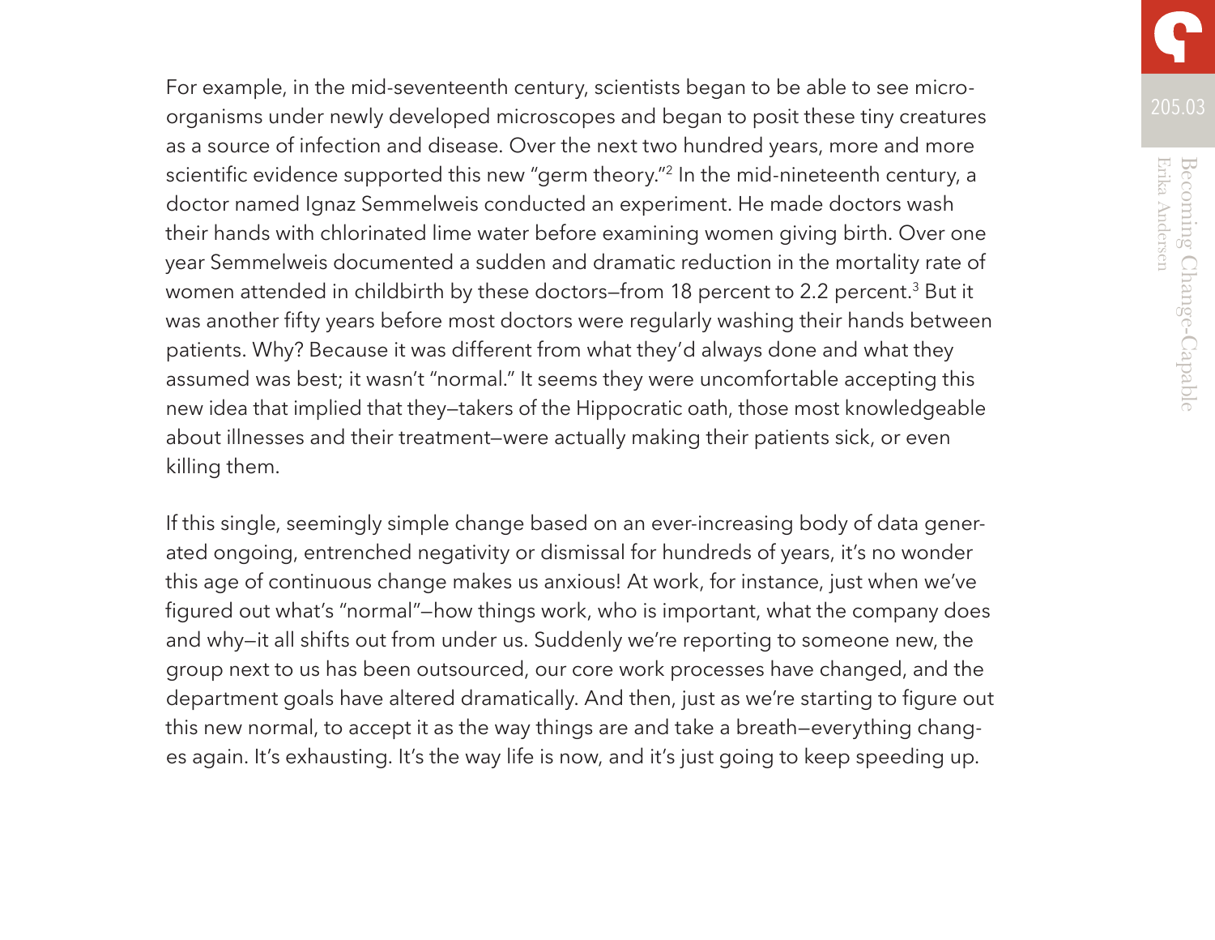For example, in the mid-seventeenth century, scientists began to be able to see micro-organisms under newly developed microscopes and began to posit these tiny creatures as a source of infection and disease. Over the next two hundred years, more and more scientific evidence supported this new "germ theory."[2] In the mid-nineteenth century, a doctor named Ignaz Semmelweis conducted an experiment. He made doctors wash their hands with chlorinated lime water before examining women giving birth. Over one year Semmelweis documented a sudden and dramatic reduction in the mortality rate of women attended in childbirth by these doctors—from 18 percent to 2.2 percent.[3] But it was another fifty years before most doctors were regularly washing their hands between patients. Why? Because it was different from what they'd always done and what they assumed was best; it wasn't "normal." It seems they were uncomfortable accepting this new idea that implied that they—takers of the Hippocratic oath, those most knowledgeable about illnesses and their treatment—were actually making their patients sick, or even killing them.

If this single, seemingly simple change based on an ever-increasing body of data generated ongoing, entrenched negativity or dismissal for hundreds of years, it's no wonder this age of continuous change makes us anxious! At work, for instance, just when we've figured out what's "normal"—how things work, who is important, what the company does and why—it all shifts out from under us. Suddenly we're reporting to someone new, the group next to us has been outsourced, our core work processes have changed, and the department goals have altered dramatically. And then, just as we're starting to figure out this new normal, to accept it as the way things are and take a breath—everything changes again. It's exhausting. It's the way life is now, and it's just going to keep speeding up.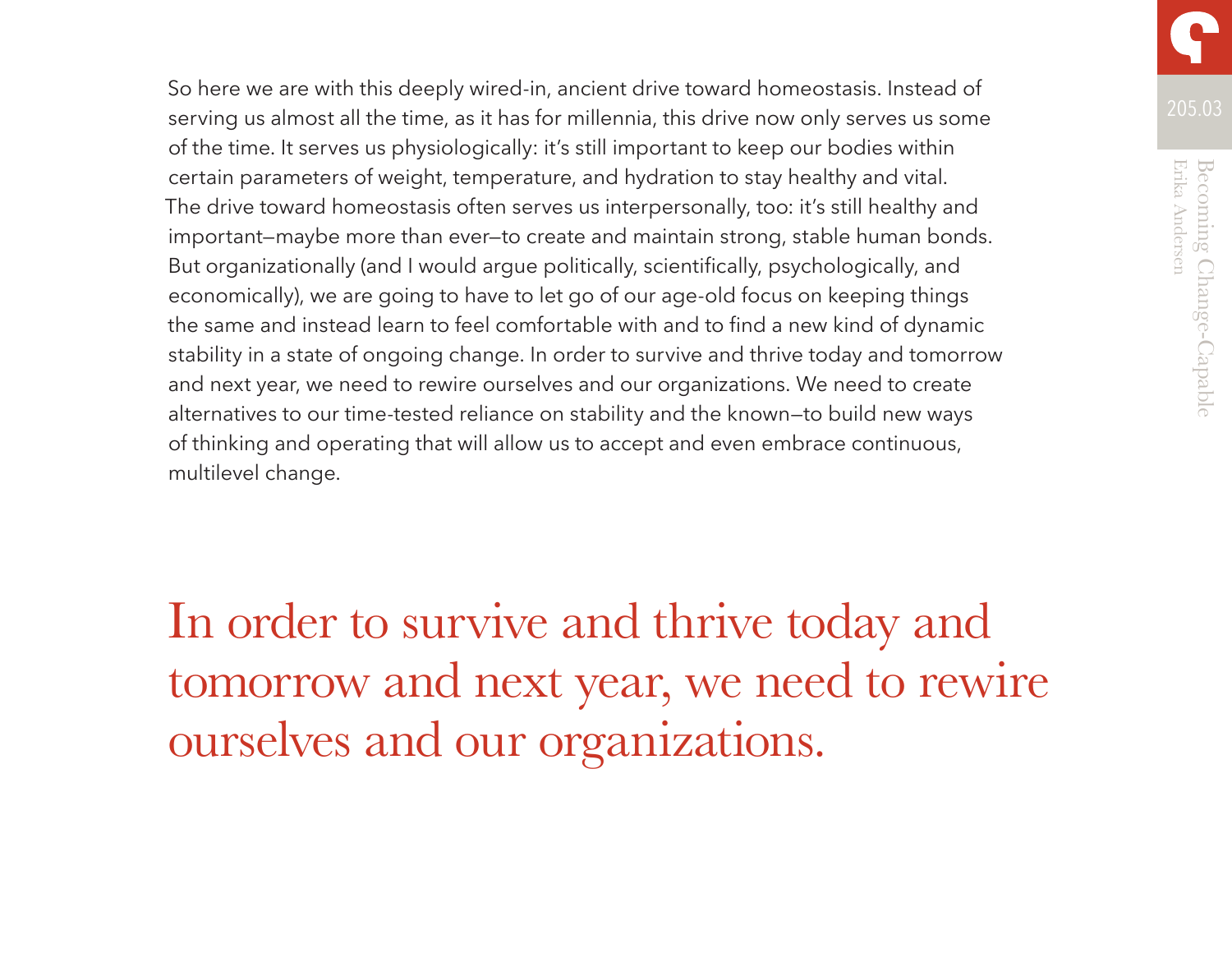So here we are with this deeply wired-in, ancient drive toward homeostasis. Instead of serving us almost all the time, as it has for millennia, this drive now only serves us some of the time. It serves us physiologically: it's still important to keep our bodies within certain parameters of weight, temperature, and hydration to stay healthy and vital. The drive toward homeostasis often serves us interpersonally, too: it's still healthy and important—maybe more than ever—to create and maintain strong, stable human bonds. But organizationally (and I would argue politically, scientifically, psychologically, and economically), we are going to have to let go of our age-old focus on keeping things the same and instead learn to feel comfortable with and to find a new kind of dynamic stability in a state of ongoing change. In order to survive and thrive today and tomorrow and next year, we need to rewire ourselves and our organizations. We need to create alternatives to our time-tested reliance on stability and the known—to build new ways of thinking and operating that will allow us to accept and even embrace continuous, multilevel change.

> In order to survive and thrive today and tomorrow and next year, we need to rewire ourselves and our organizations.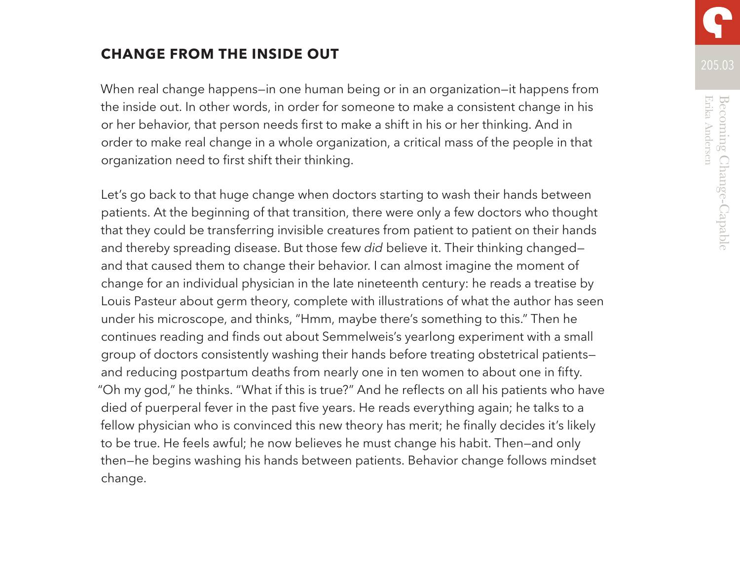## CHANGE FROM THE INSIDE OUT

When real change happens—in one human being or in an organization—it happens from the inside out. In other words, in order for someone to make a consistent change in his or her behavior, that person needs first to make a shift in his or her thinking. And in order to make real change in a whole organization, a critical mass of the people in that organization need to first shift their thinking.

Let's go back to that huge change when doctors starting to wash their hands between patients. At the beginning of that transition, there were only a few doctors who thought that they could be transferring invisible creatures from patient to patient on their hands and thereby spreading disease. But those few *did* believe it. Their thinking changed—and that caused them to change their behavior. I can almost imagine the moment of change for an individual physician in the late nineteenth century: he reads a treatise by Louis Pasteur about germ theory, complete with illustrations of what the author has seen under his microscope, and thinks, "Hmm, maybe there's something to this." Then he continues reading and finds out about Semmelweis's yearlong experiment with a small group of doctors consistently washing their hands before treating obstetrical patients—and reducing postpartum deaths from nearly one in ten women to about one in fifty. "Oh my god," he thinks. "What if this is true?" And he reflects on all his patients who have died of puerperal fever in the past five years. He reads everything again; he talks to a fellow physician who is convinced this new theory has merit; he finally decides it's likely to be true. He feels awful; he now believes he must change his habit. Then—and only then—he begins washing his hands between patients. Behavior change follows mindset change.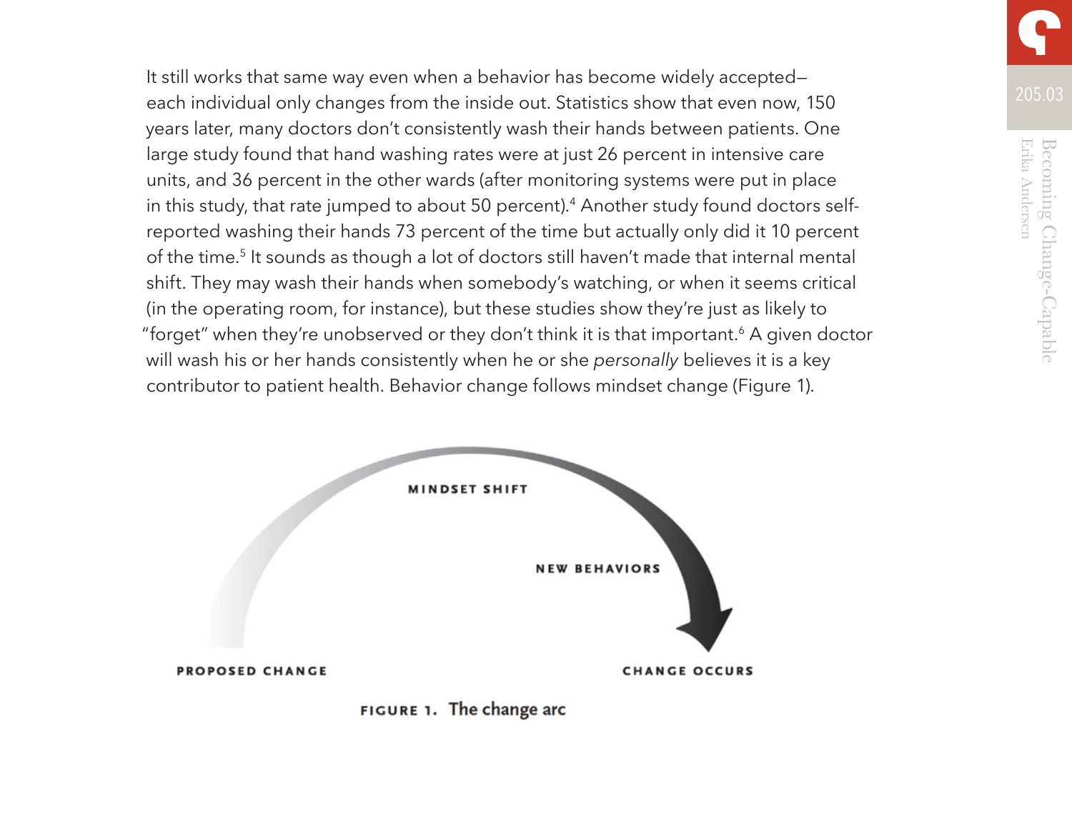It still works that same way even when a behavior has become widely accepted—each individual only changes from the inside out. Statistics show that even now, 150 years later, many doctors don't consistently wash their hands between patients. One large study found that hand washing rates were at just 26 percent in intensive care units, and 36 percent in the other wards (after monitoring systems were put in place in this study, that rate jumped to about 50 percent).[4] Another study found doctors self-reported washing their hands 73 percent of the time but actually only did it 10 percent of the time.[5] It sounds as though a lot of doctors still haven't made that internal mental shift. They may wash their hands when somebody's watching, or when it seems critical (in the operating room, for instance), but these studies show they're just as likely to "forget" when they're unobserved or they don't think it is that important.[6] A given doctor will wash his or her hands consistently when he or she *personally* believes it is a key contributor to patient health. Behavior change follows mindset change (Figure 1).

MINDSET SHIFT

NEW BEHAVIORS

PROPOSED CHANGE

CHANGE OCCURS

**FIGURE 1.** The change arc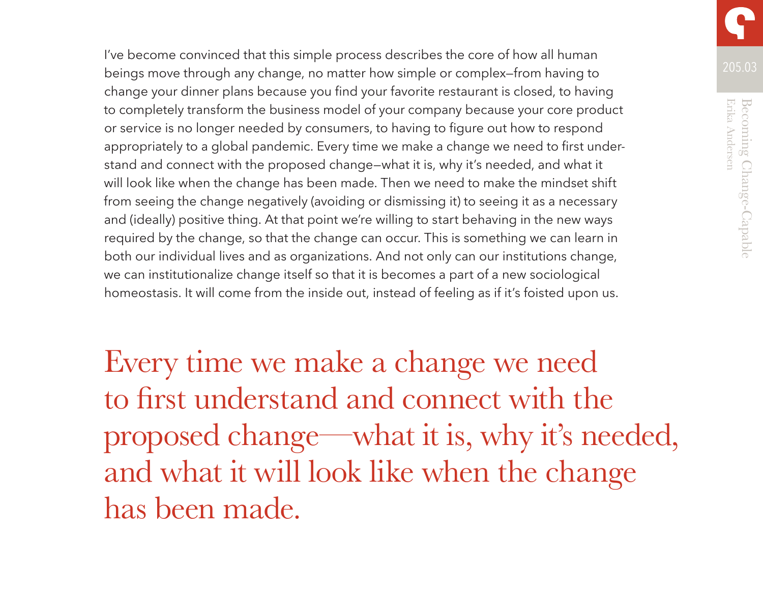I've become convinced that this simple process describes the core of how all human beings move through any change, no matter how simple or complex—from having to change your dinner plans because you find your favorite restaurant is closed, to having to completely transform the business model of your company because your core product or service is no longer needed by consumers, to having to figure out how to respond appropriately to a global pandemic. Every time we make a change we need to first understand and connect with the proposed change—what it is, why it's needed, and what it will look like when the change has been made. Then we need to make the mindset shift from seeing the change negatively (avoiding or dismissing it) to seeing it as a necessary and (ideally) positive thing. At that point we're willing to start behaving in the new ways required by the change, so that the change can occur. This is something we can learn in both our individual lives and as organizations. And not only can our institutions change, we can institutionalize change itself so that it is becomes a part of a new sociological homeostasis. It will come from the inside out, instead of feeling as if it's foisted upon us.

> Every time we make a change we need to first understand and connect with the proposed change—what it is, why it's needed, and what it will look like when the change has been made.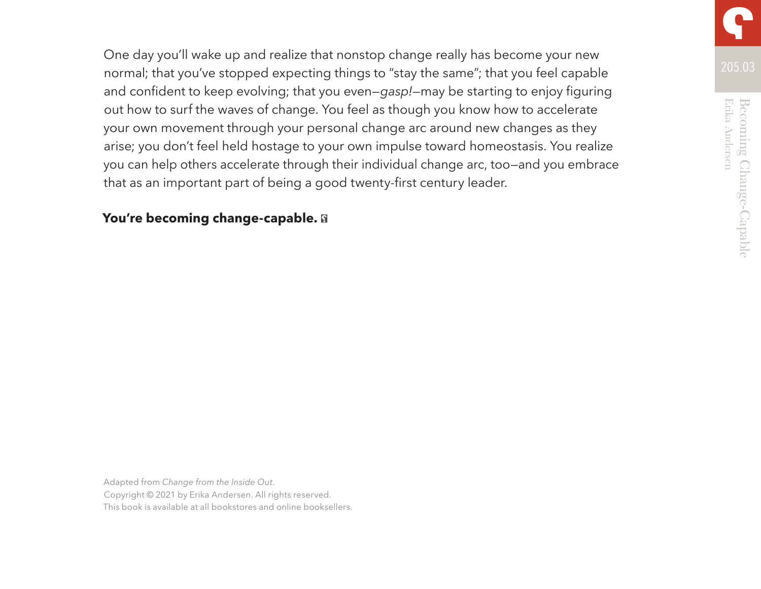One day you'll wake up and realize that nonstop change really has become your new normal; that you've stopped expecting things to "stay the same"; that you feel capable and confident to keep evolving; that you even—*gasp!*—may be starting to enjoy figuring out how to surf the waves of change. You feel as though you know how to accelerate your own movement through your personal change arc around new changes as they arise; you don't feel held hostage to your own impulse toward homeostasis. You realize you can help others accelerate through their individual change arc, too—and you embrace that as an important part of being a good twenty-first century leader.

**You're becoming change-capable.**

Adapted from *Change from the Inside Out.*
Copyright © 2021 by Erika Andersen. All rights reserved.
This book is available at all bookstores and online booksellers.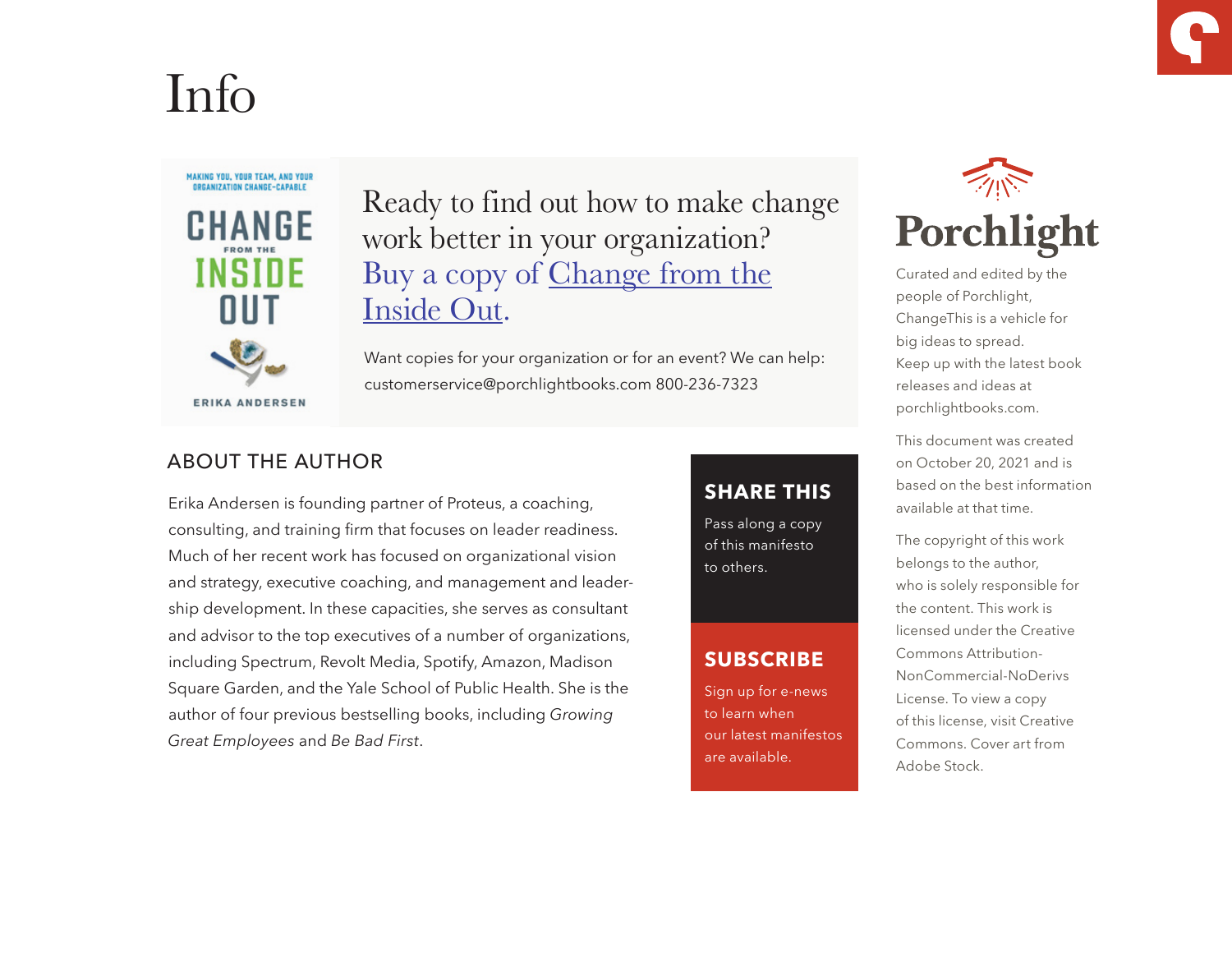# Info

Ready to find out how to make change work better in your organization? Buy a copy of Change from the Inside Out.

Want copies for your organization or for an event? We can help: customerservice@porchlightbooks.com 800-236-7323

## ABOUT THE AUTHOR

Erika Andersen is founding partner of Proteus, a coaching, consulting, and training firm that focuses on leader readiness. Much of her recent work has focused on organizational vision and strategy, executive coaching, and management and leadership development. In these capacities, she serves as consultant and advisor to the top executives of a number of organizations, including Spectrum, Revolt Media, Spotify, Amazon, Madison Square Garden, and the Yale School of Public Health. She is the author of four previous bestselling books, including *Growing Great Employees* and *Be Bad First*.

**SHARE THIS**

Pass along a copy of this manifesto to others.

**SUBSCRIBE**

Sign up for e-news to learn when our latest manifestos are available.

Porchlight

Curated and edited by the people of Porchlight, ChangeThis is a vehicle for big ideas to spread. Keep up with the latest book releases and ideas at porchlightbooks.com.

This document was created on October 20, 2021 and is based on the best information available at that time.

The copyright of this work belongs to the author, who is solely responsible for the content. This work is licensed under the Creative Commons Attribution-NonCommercial-NoDerivs License. To view a copy of this license, visit Creative Commons. Cover art from Adobe Stock.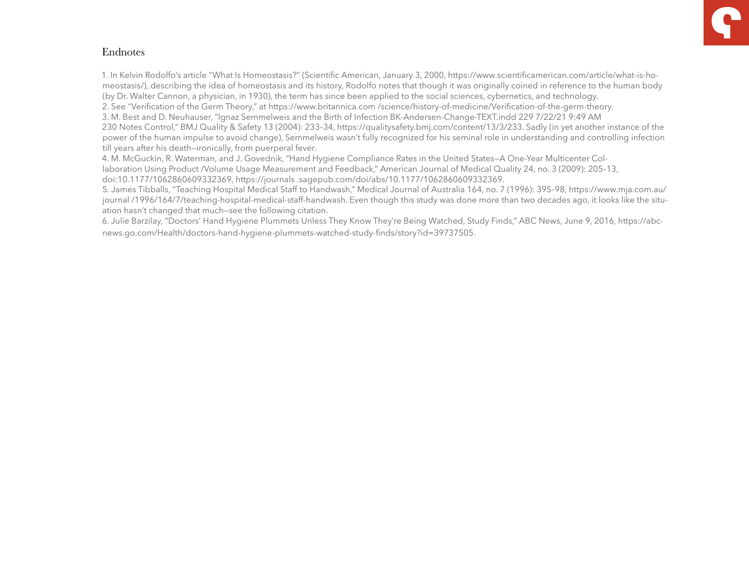## Endnotes

1. In Kelvin Rodolfo's article "What Is Homeostasis?" (Scientific American, January 3, 2000, https://www.scientificamerican.com/article/what-is-homeostasis/), describing the idea of homeostasis and its history, Rodolfo notes that though it was originally coined in reference to the human body (by Dr. Walter Cannon, a physician, in 1930), the term has since been applied to the social sciences, cybernetics, and technology.

2. See "Verification of the Germ Theory," at https://www.britannica.com /science/history-of-medicine/Verification-of-the-germ-theory.

3. M. Best and D. Neuhauser, "Ignaz Semmelweis and the Birth of Infection BK-Andersen-Change-TEXT.indd 229 7/22/21 9:49 AM 230 Notes Control," BMJ Quality & Safety 13 (2004): 233–34, https://qualitysafety.bmj.com/content/13/3/233. Sadly (in yet another instance of the power of the human impulse to avoid change), Semmelweis wasn't fully recognized for his seminal role in understanding and controlling infection till years after his death—ironically, from puerperal fever.

4. M. McGuckin, R. Waterman, and J. Govednik, "Hand Hygiene Compliance Rates in the United States—A One-Year Multicenter Collaboration Using Product /Volume Usage Measurement and Feedback," American Journal of Medical Quality 24, no. 3 (2009): 205–13, doi:10.1177/1062860609332369, https://journals .sagepub.com/doi/abs/10.1177/1062860609332369.

5. James Tibballs, "Teaching Hospital Medical Staff to Handwash," Medical Journal of Australia 164, no. 7 (1996): 395–98, https://www.mja.com.au/journal /1996/164/7/teaching-hospital-medical-staff-handwash. Even though this study was done more than two decades ago, it looks like the situation hasn't changed that much—see the following citation.

6. Julie Barzilay, "Doctors' Hand Hygiene Plummets Unless They Know They're Being Watched, Study Finds," ABC News, June 9, 2016, https://abcnews.go.com/Health/doctors-hand-hygiene-plummets-watched-study-finds/story?id=39737505.